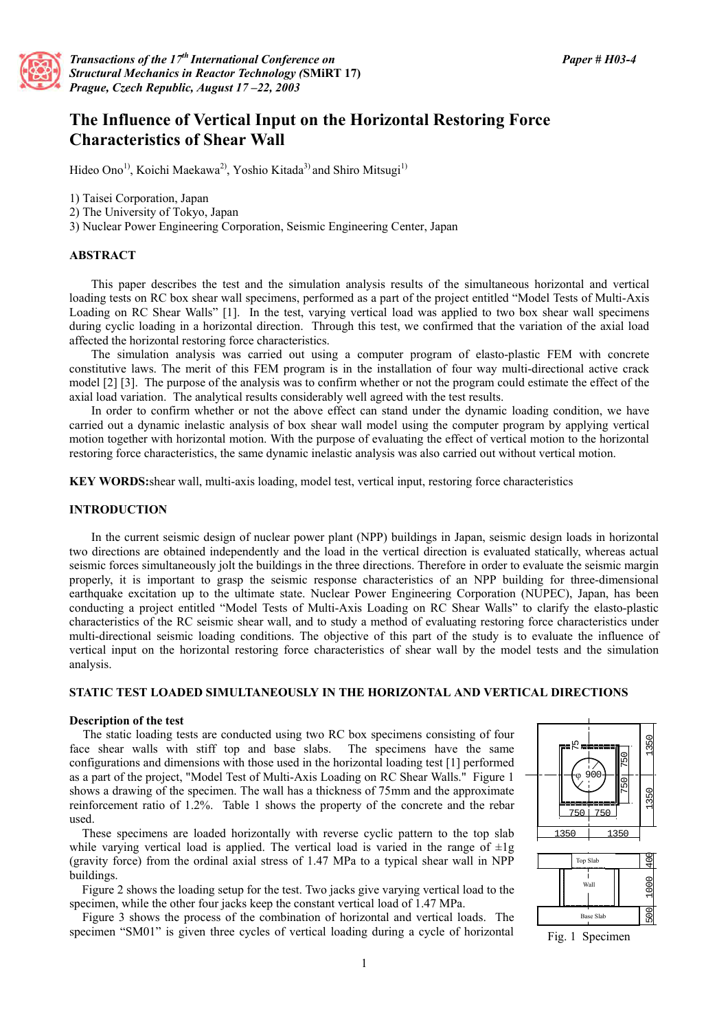*Transactions of the 17th International Conference on Structural Mechanics in Reactor Technology (SMiRT 17)*
*Prague, Czech Republic, August 17 –22, 2003*

*Paper # H03-4*

# The Influence of Vertical Input on the Horizontal Restoring Force Characteristics of Shear Wall

Hideo Ono[1], Koichi Maekawa[2], Yoshio Kitada[3] and Shiro Mitsugi[1]

1) Taisei Corporation, Japan
2) The University of Tokyo, Japan
3) Nuclear Power Engineering Corporation, Seismic Engineering Center, Japan

## ABSTRACT

This paper describes the test and the simulation analysis results of the simultaneous horizontal and vertical loading tests on RC box shear wall specimens, performed as a part of the project entitled "Model Tests of Multi-Axis Loading on RC Shear Walls" [1]. In the test, varying vertical load was applied to two box shear wall specimens during cyclic loading in a horizontal direction. Through this test, we confirmed that the variation of the axial load affected the horizontal restoring force characteristics.

The simulation analysis was carried out using a computer program of elasto-plastic FEM with concrete constitutive laws. The merit of this FEM program is in the installation of four way multi-directional active crack model [2] [3]. The purpose of the analysis was to confirm whether or not the program could estimate the effect of the axial load variation. The analytical results considerably well agreed with the test results.

In order to confirm whether or not the above effect can stand under the dynamic loading condition, we have carried out a dynamic inelastic analysis of box shear wall model using the computer program by applying vertical motion together with horizontal motion. With the purpose of evaluating the effect of vertical motion to the horizontal restoring force characteristics, the same dynamic inelastic analysis was also carried out without vertical motion.

**KEY WORDS:** shear wall, multi-axis loading, model test, vertical input, restoring force characteristics

## INTRODUCTION

In the current seismic design of nuclear power plant (NPP) buildings in Japan, seismic design loads in horizontal two directions are obtained independently and the load in the vertical direction is evaluated statically, whereas actual seismic forces simultaneously jolt the buildings in the three directions. Therefore in order to evaluate the seismic margin properly, it is important to grasp the seismic response characteristics of an NPP building for three-dimensional earthquake excitation up to the ultimate state. Nuclear Power Engineering Corporation (NUPEC), Japan, has been conducting a project entitled "Model Tests of Multi-Axis Loading on RC Shear Walls" to clarify the elasto-plastic characteristics of the RC seismic shear wall, and to study a method of evaluating restoring force characteristics under multi-directional seismic loading conditions. The objective of this part of the study is to evaluate the influence of vertical input on the horizontal restoring force characteristics of shear wall by the model tests and the simulation analysis.

## STATIC TEST LOADED SIMULTANEOUSLY IN THE HORIZONTAL AND VERTICAL DIRECTIONS

### Description of the test

The static loading tests are conducted using two RC box specimens consisting of four face shear walls with stiff top and base slabs. The specimens have the same configurations and dimensions with those used in the horizontal loading test [1] performed as a part of the project, "Model Test of Multi-Axis Loading on RC Shear Walls." Figure 1 shows a drawing of the specimen. The wall has a thickness of 75mm and the approximate reinforcement ratio of 1.2%. Table 1 shows the property of the concrete and the rebar used.

These specimens are loaded horizontally with reverse cyclic pattern to the top slab while varying vertical load is applied. The vertical load is varied in the range of ±1g (gravity force) from the ordinal axial stress of 1.47 MPa to a typical shear wall in NPP buildings.

Figure 2 shows the loading setup for the test. Two jacks give varying vertical load to the specimen, while the other four jacks keep the constant vertical load of 1.47 MPa.

Figure 3 shows the process of the combination of horizontal and vertical loads. The specimen "SM01" is given three cycles of vertical loading during a cycle of horizontal

Fig. 1 Specimen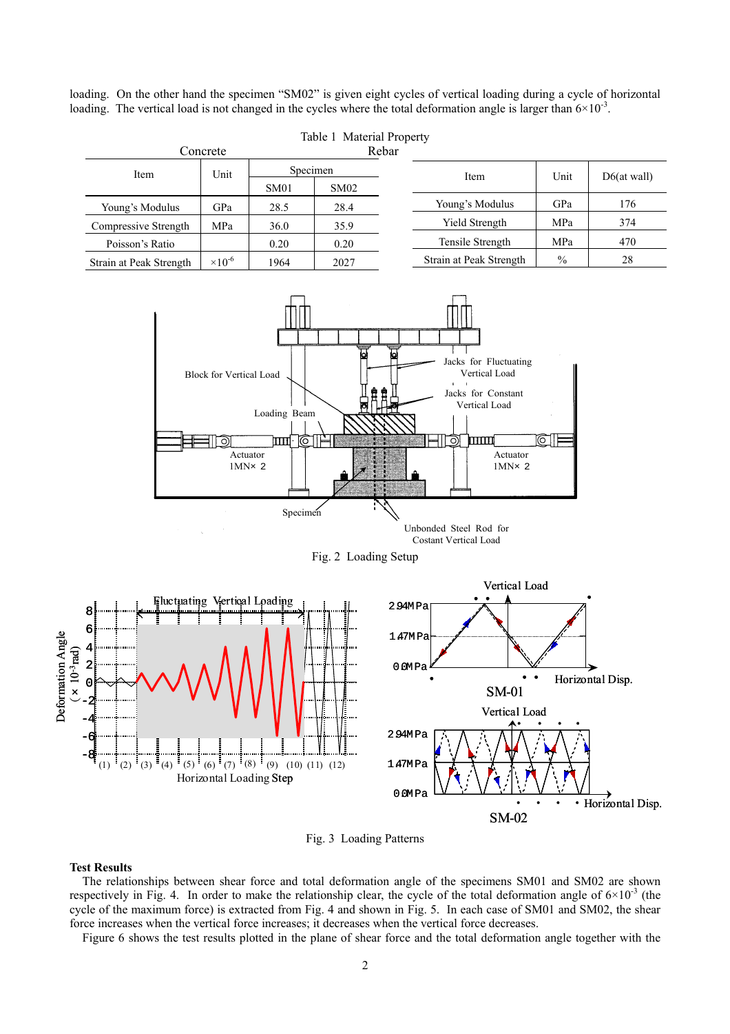loading. On the other hand the specimen "SM02" is given eight cycles of vertical loading during a cycle of horizontal loading. The vertical load is not changed in the cycles where the total deformation angle is larger than $6\times10^{-3}$.

Table 1 Material Property

Concrete

| Item | Unit | Specimen | |
|---|---|---|---|
| | | SM01 | SM02 |
| Young's Modulus | GPa | 28.5 | 28.4 |
| Compressive Strength | MPa | 36.0 | 35.9 |
| Poisson's Ratio | | 0.20 | 0.20 |
| Strain at Peak Strength | $\times10^{-6}$ | 1964 | 2027 |

Rebar

| Item | Unit | D6(at wall) |
|---|---|---|
| Young's Modulus | GPa | 176 |
| Yield Strength | MPa | 374 |
| Tensile Strength | MPa | 470 |
| Strain at Peak Strength | % | 28 |

Fig. 2 Loading Setup

Fig. 3 Loading Patterns

**Test Results**

The relationships between shear force and total deformation angle of the specimens SM01 and SM02 are shown respectively in Fig. 4. In order to make the relationship clear, the cycle of the total deformation angle of $6\times10^{-3}$ (the cycle of the maximum force) is extracted from Fig. 4 and shown in Fig. 5. In each case of SM01 and SM02, the shear force increases when the vertical force increases; it decreases when the vertical force decreases.

Figure 6 shows the test results plotted in the plane of shear force and the total deformation angle together with the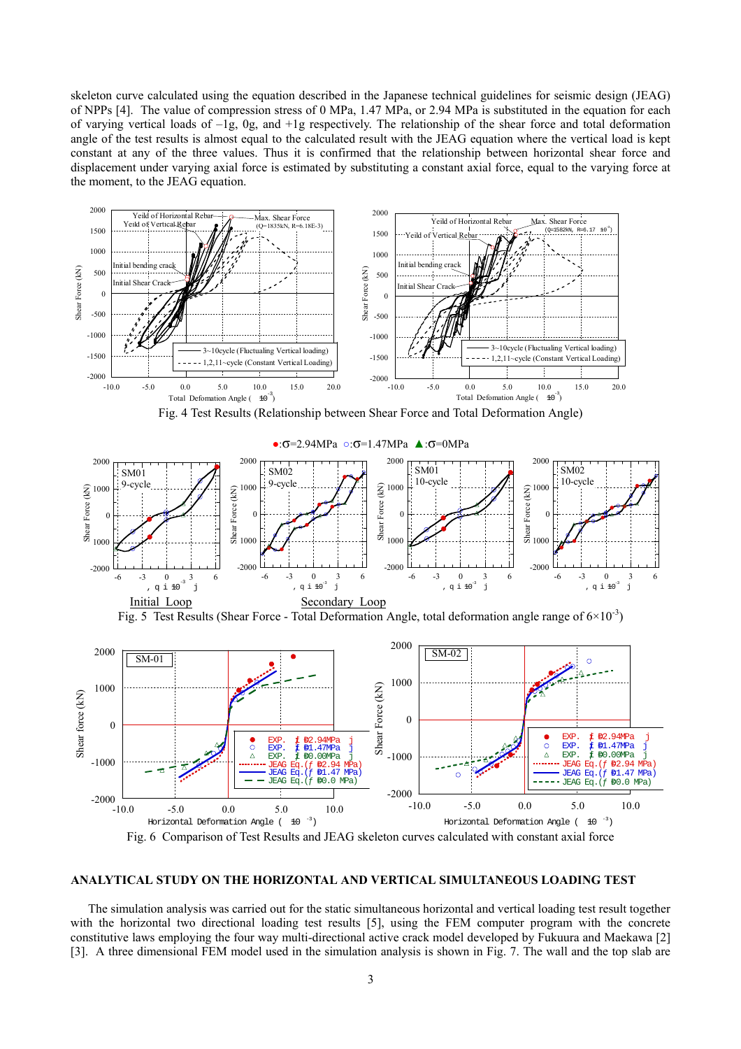skeleton curve calculated using the equation described in the Japanese technical guidelines for seismic design (JEAG) of NPPs [4]. The value of compression stress of 0 MPa, 1.47 MPa, or 2.94 MPa is substituted in the equation for each of varying vertical loads of –1g, 0g, and +1g respectively. The relationship of the shear force and total deformation angle of the test results is almost equal to the calculated result with the JEAG equation where the vertical load is kept constant at any of the three values. Thus it is confirmed that the relationship between horizontal shear force and displacement under varying axial force is estimated by substituting a constant axial force, equal to the varying force at the moment, to the JEAG equation.

Fig. 4 Test Results (Relationship between Shear Force and Total Deformation Angle)

Fig. 5 Test Results (Shear Force - Total Deformation Angle, total deformation angle range of $6\times10^{-3}$)

Fig. 6 Comparison of Test Results and JEAG skeleton curves calculated with constant axial force

## ANALYTICAL STUDY ON THE HORIZONTAL AND VERTICAL SIMULTANEOUS LOADING TEST

The simulation analysis was carried out for the static simultaneous horizontal and vertical loading test result together with the horizontal two directional loading test results [5], using the FEM computer program with the concrete constitutive laws employing the four way multi-directional active crack model developed by Fukuura and Maekawa [2] [3]. A three dimensional FEM model used in the simulation analysis is shown in Fig. 7. The wall and the top slab are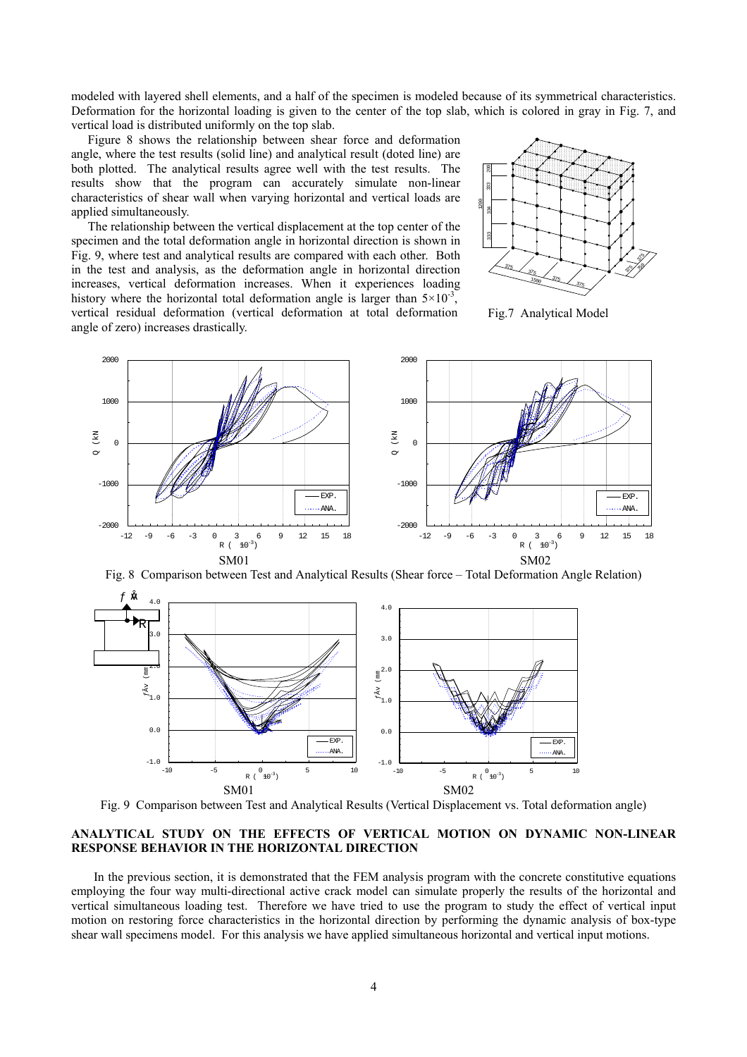modeled with layered shell elements, and a half of the specimen is modeled because of its symmetrical characteristics. Deformation for the horizontal loading is given to the center of the top slab, which is colored in gray in Fig. 7, and vertical load is distributed uniformly on the top slab.

Figure 8 shows the relationship between shear force and deformation angle, where the test results (solid line) and analytical result (doted line) are both plotted. The analytical results agree well with the test results. The results show that the program can accurately simulate non-linear characteristics of shear wall when varying horizontal and vertical loads are applied simultaneously.

The relationship between the vertical displacement at the top center of the specimen and the total deformation angle in horizontal direction is shown in Fig. 9, where test and analytical results are compared with each other. Both in the test and analysis, as the deformation angle in horizontal direction increases, vertical deformation increases. When it experiences loading history where the horizontal total deformation angle is larger than $5\times10^{-3}$, vertical residual deformation (vertical deformation at total deformation angle of zero) increases drastically.

Fig.7 Analytical Model

SM01 SM02

Fig. 8 Comparison between Test and Analytical Results (Shear force – Total Deformation Angle Relation)

SM01 SM02

Fig. 9 Comparison between Test and Analytical Results (Vertical Displacement vs. Total deformation angle)

## ANALYTICAL STUDY ON THE EFFECTS OF VERTICAL MOTION ON DYNAMIC NON-LINEAR RESPONSE BEHAVIOR IN THE HORIZONTAL DIRECTION

In the previous section, it is demonstrated that the FEM analysis program with the concrete constitutive equations employing the four way multi-directional active crack model can simulate properly the results of the horizontal and vertical simultaneous loading test. Therefore we have tried to use the program to study the effect of vertical input motion on restoring force characteristics in the horizontal direction by performing the dynamic analysis of box-type shear wall specimens model. For this analysis we have applied simultaneous horizontal and vertical input motions.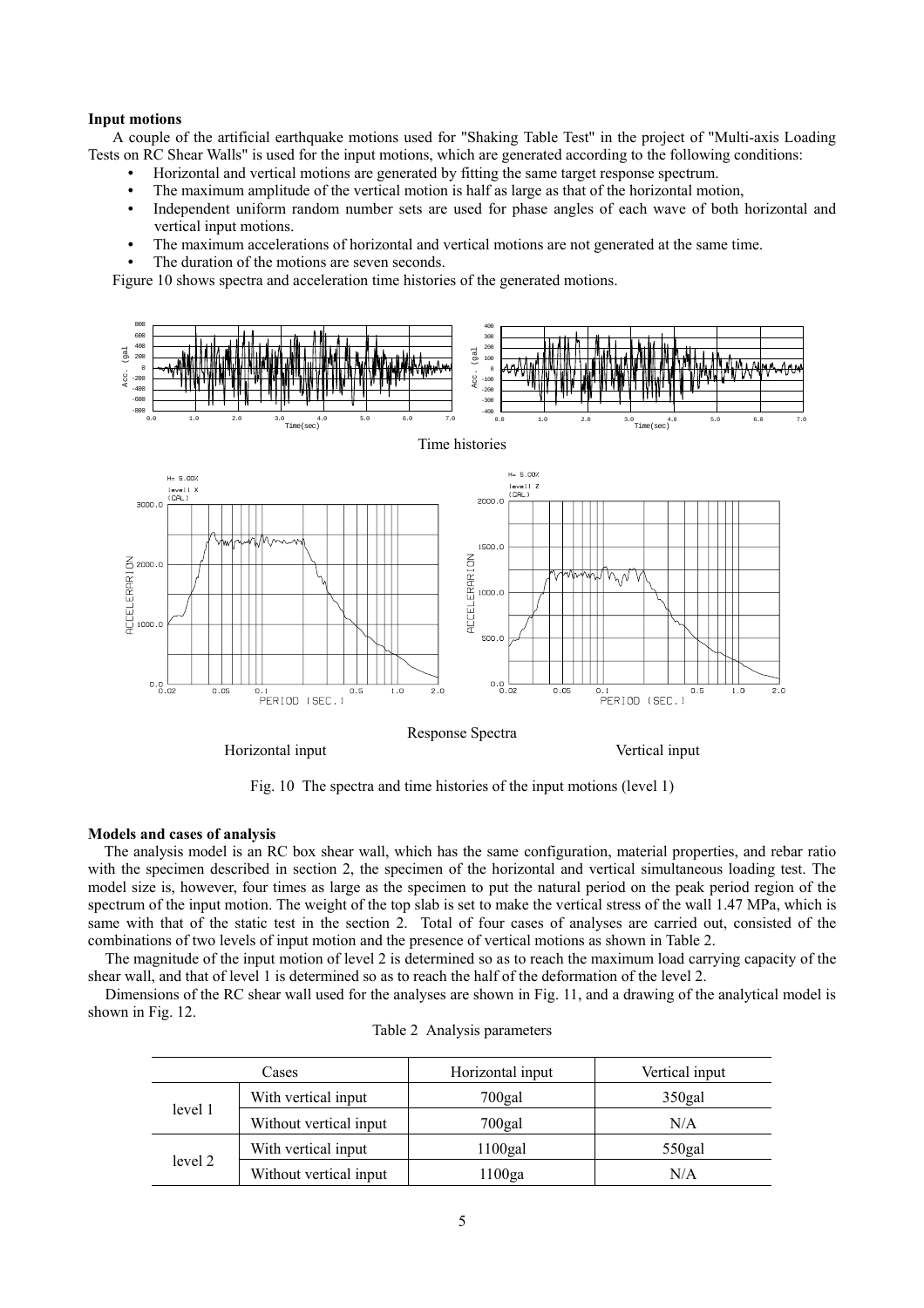**Input motions**

A couple of the artificial earthquake motions used for "Shaking Table Test" in the project of "Multi-axis Loading Tests on RC Shear Walls" is used for the input motions, which are generated according to the following conditions:

- Horizontal and vertical motions are generated by fitting the same target response spectrum.
- The maximum amplitude of the vertical motion is half as large as that of the horizontal motion,
- Independent uniform random number sets are used for phase angles of each wave of both horizontal and vertical input motions.
- The maximum accelerations of horizontal and vertical motions are not generated at the same time.
- The duration of the motions are seven seconds.

Figure 10 shows spectra and acceleration time histories of the generated motions.

Time histories

Response Spectra

Horizontal input                                   Vertical input

Fig. 10 The spectra and time histories of the input motions (level 1)

**Models and cases of analysis**

The analysis model is an RC box shear wall, which has the same configuration, material properties, and rebar ratio with the specimen described in section 2, the specimen of the horizontal and vertical simultaneous loading test. The model size is, however, four times as large as the specimen to put the natural period on the peak period region of the spectrum of the input motion. The weight of the top slab is set to make the vertical stress of the wall 1.47 MPa, which is same with that of the static test in the section 2. Total of four cases of analyses are carried out, consisted of the combinations of two levels of input motion and the presence of vertical motions as shown in Table 2.

The magnitude of the input motion of level 2 is determined so as to reach the maximum load carrying capacity of the shear wall, and that of level 1 is determined so as to reach the half of the deformation of the level 2.

Dimensions of the RC shear wall used for the analyses are shown in Fig. 11, and a drawing of the analytical model is shown in Fig. 12.

Table 2 Analysis parameters

| Cases | | Horizontal input | Vertical input |
|---|---|---|---|
| level 1 | With vertical input | 700gal | 350gal |
| | Without vertical input | 700gal | N/A |
| level 2 | With vertical input | 1100gal | 550gal |
| | Without vertical input | 1100ga | N/A |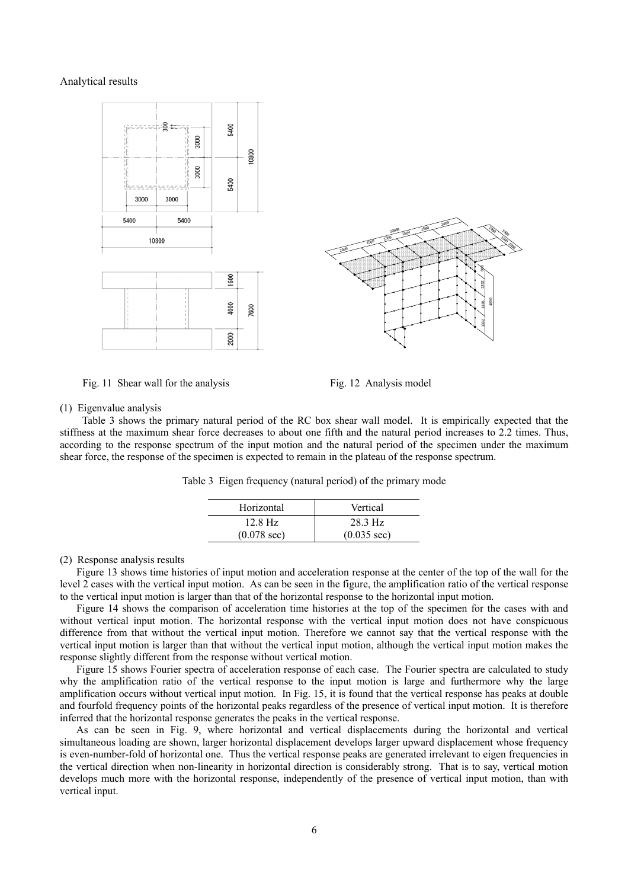Analytical results

Fig. 11 Shear wall for the analysis

Fig. 12 Analysis model

(1) Eigenvalue analysis

Table 3 shows the primary natural period of the RC box shear wall model. It is empirically expected that the stiffness at the maximum shear force decreases to about one fifth and the natural period increases to 2.2 times. Thus, according to the response spectrum of the input motion and the natural period of the specimen under the maximum shear force, the response of the specimen is expected to remain in the plateau of the response spectrum.

Table 3 Eigen frequency (natural period) of the primary mode

| Horizontal | Vertical |
| --- | --- |
| 12.8 Hz<br>(0.078 sec) | 28.3 Hz<br>(0.035 sec) |

(2) Response analysis results

Figure 13 shows time histories of input motion and acceleration response at the center of the top of the wall for the level 2 cases with the vertical input motion. As can be seen in the figure, the amplification ratio of the vertical response to the vertical input motion is larger than that of the horizontal response to the horizontal input motion.

Figure 14 shows the comparison of acceleration time histories at the top of the specimen for the cases with and without vertical input motion. The horizontal response with the vertical input motion does not have conspicuous difference from that without the vertical input motion. Therefore we cannot say that the vertical response with the vertical input motion is larger than that without the vertical input motion, although the vertical input motion makes the response slightly different from the response without vertical motion.

Figure 15 shows Fourier spectra of acceleration response of each case. The Fourier spectra are calculated to study why the amplification ratio of the vertical response to the input motion is large and furthermore why the large amplification occurs without vertical input motion. In Fig. 15, it is found that the vertical response has peaks at double and fourfold frequency points of the horizontal peaks regardless of the presence of vertical input motion. It is therefore inferred that the horizontal response generates the peaks in the vertical response.

As can be seen in Fig. 9, where horizontal and vertical displacements during the horizontal and vertical simultaneous loading are shown, larger horizontal displacement develops larger upward displacement whose frequency is even-number-fold of horizontal one. Thus the vertical response peaks are generated irrelevant to eigen frequencies in the vertical direction when non-linearity in horizontal direction is considerably strong. That is to say, vertical motion develops much more with the horizontal response, independently of the presence of vertical input motion, than with vertical input.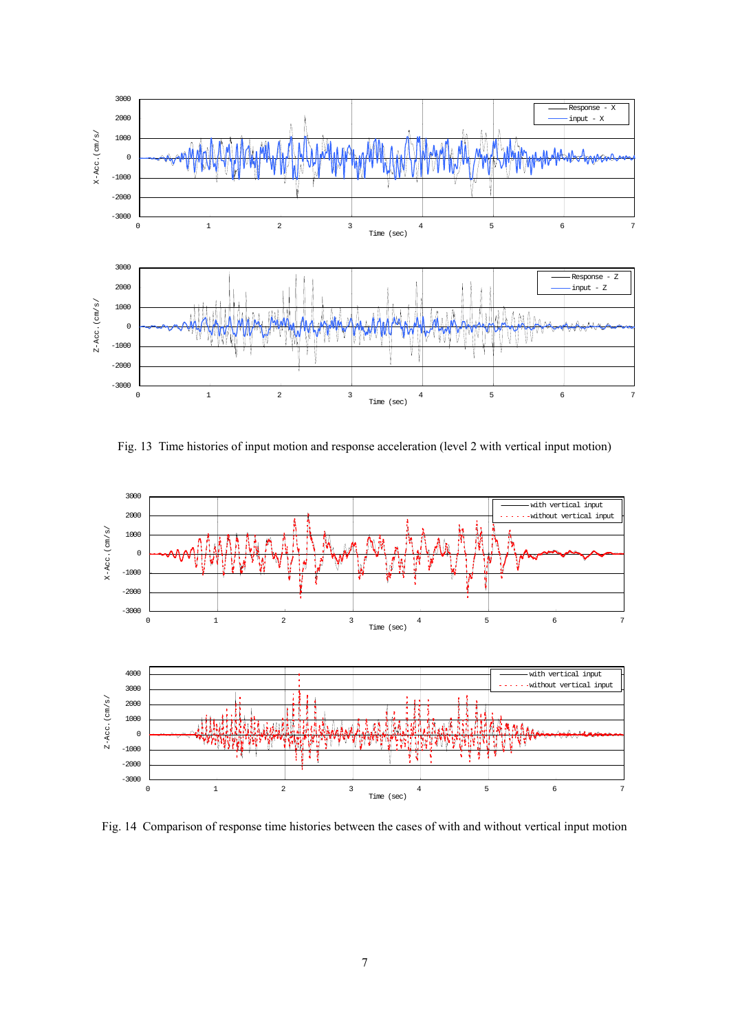Fig. 13 Time histories of input motion and response acceleration (level 2 with vertical input motion)

Fig. 14 Comparison of response time histories between the cases of with and without vertical input motion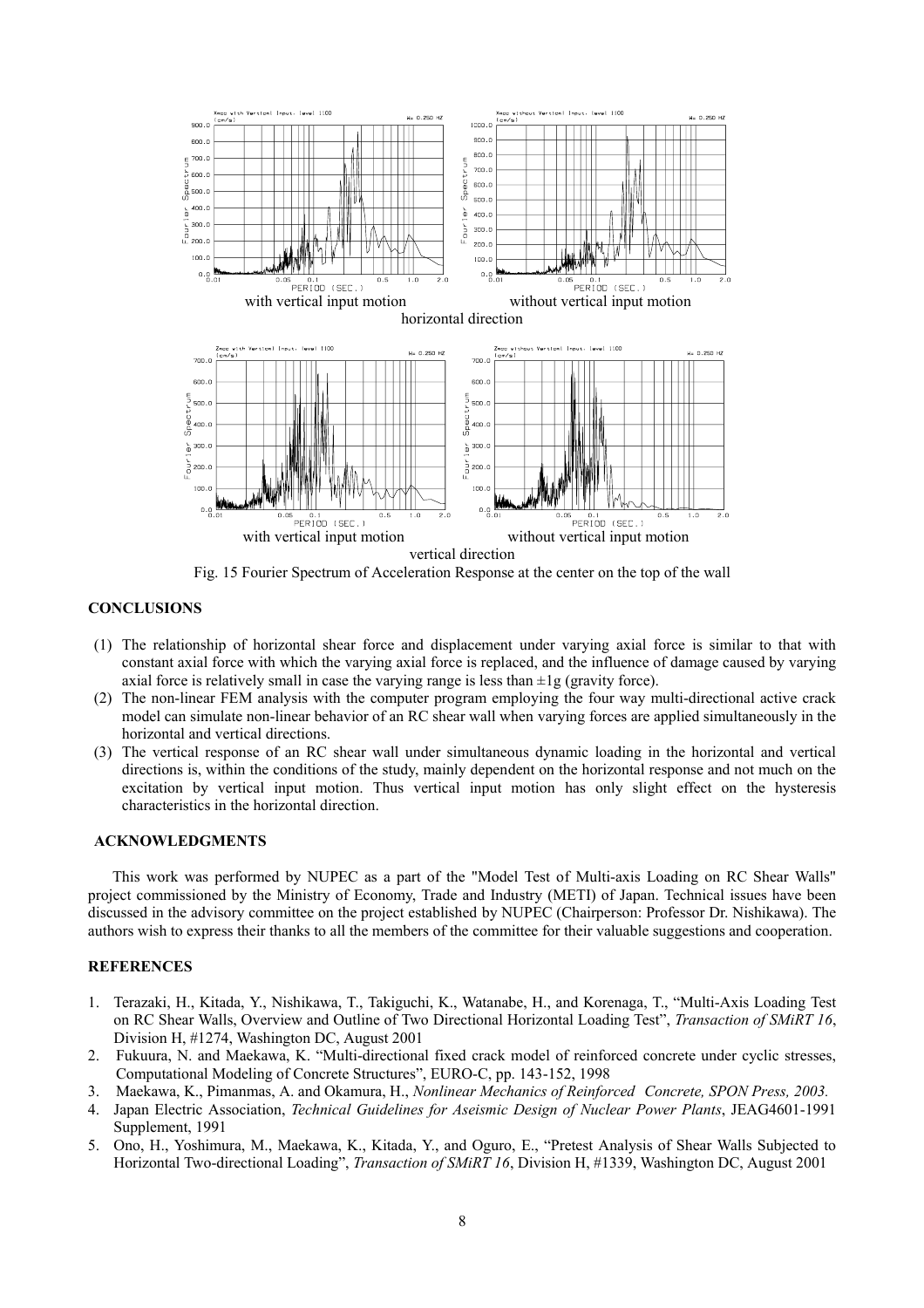Xacc with Vertical Input, level 1100 (cm/s) W= 0.250 HZ

Fourier Spectrum

PERIOD (SEC.)

with vertical input motion

Xacc without Vertical Input, level 1100 (cm/s) W= 0.250 HZ

Fourier Spectrum

PERIOD (SEC.)

without vertical input motion

horizontal direction

Zacc with Vertical Input, level 1100 (cm/s) W= 0.250 HZ

Fourier Spectrum

PERIOD (SEC.)

with vertical input motion

Zacc without Vertical Input, level 1100 (cm/s) W= 0.250 HZ

Fourier Spectrum

PERIOD (SEC.)

without vertical input motion

vertical direction

Fig. 15 Fourier Spectrum of Acceleration Response at the center on the top of the wall

## CONCLUSIONS

(1) The relationship of horizontal shear force and displacement under varying axial force is similar to that with constant axial force with which the varying axial force is replaced, and the influence of damage caused by varying axial force is relatively small in case the varying range is less than $\pm 1g$ (gravity force).

(2) The non-linear FEM analysis with the computer program employing the four way multi-directional active crack model can simulate non-linear behavior of an RC shear wall when varying forces are applied simultaneously in the horizontal and vertical directions.

(3) The vertical response of an RC shear wall under simultaneous dynamic loading in the horizontal and vertical directions is, within the conditions of the study, mainly dependent on the horizontal response and not much on the excitation by vertical input motion. Thus vertical input motion has only slight effect on the hysteresis characteristics in the horizontal direction.

## ACKNOWLEDGMENTS

This work was performed by NUPEC as a part of the "Model Test of Multi-axis Loading on RC Shear Walls" project commissioned by the Ministry of Economy, Trade and Industry (METI) of Japan. Technical issues have been discussed in the advisory committee on the project established by NUPEC (Chairperson: Professor Dr. Nishikawa). The authors wish to express their thanks to all the members of the committee for their valuable suggestions and cooperation.

## REFERENCES

1. Terazaki, H., Kitada, Y., Nishikawa, T., Takiguchi, K., Watanabe, H., and Korenaga, T., "Multi-Axis Loading Test on RC Shear Walls, Overview and Outline of Two Directional Horizontal Loading Test", *Transaction of SMiRT 16*, Division H, #1274, Washington DC, August 2001
2. Fukuura, N. and Maekawa, K. "Multi-directional fixed crack model of reinforced concrete under cyclic stresses, Computational Modeling of Concrete Structures", EURO-C, pp. 143-152, 1998
3. Maekawa, K., Pimanmas, A. and Okamura, H., *Nonlinear Mechanics of Reinforced Concrete, SPON Press, 2003.*
4. Japan Electric Association, *Technical Guidelines for Aseismic Design of Nuclear Power Plants*, JEAG4601-1991 Supplement, 1991
5. Ono, H., Yoshimura, M., Maekawa, K., Kitada, Y., and Oguro, E., "Pretest Analysis of Shear Walls Subjected to Horizontal Two-directional Loading", *Transaction of SMiRT 16*, Division H, #1339, Washington DC, August 2001